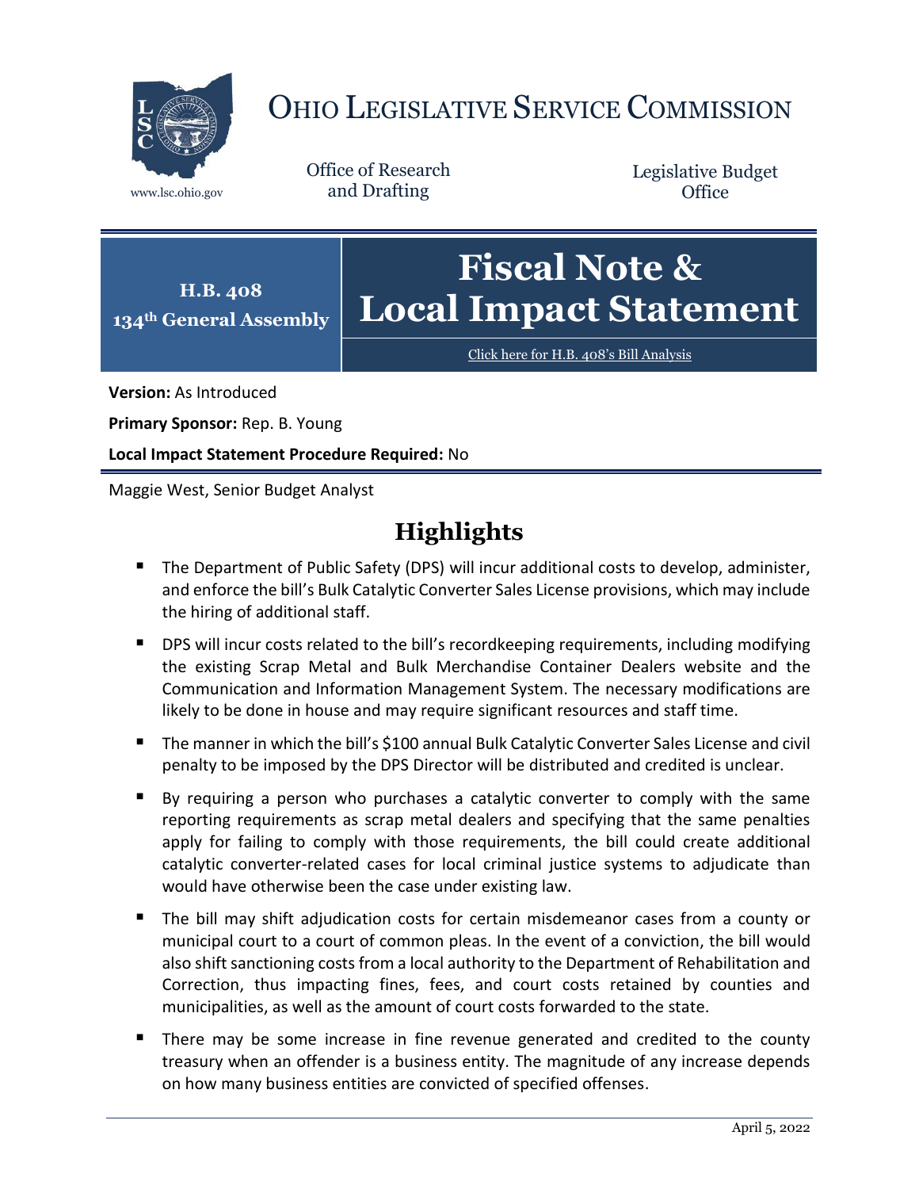# OHIO LEGISLATIVE SERVICE COMMISSION

www.lsc.ohio.gov

Office of Research and Drafting

Legislative Budget Office

**H.B. 408**
**134th General Assembly**

# Fiscal Note & Local Impact Statement

Click here for H.B. 408's Bill Analysis

**Version:** As Introduced

**Primary Sponsor:** Rep. B. Young

**Local Impact Statement Procedure Required:** No

Maggie West, Senior Budget Analyst

## Highlights

- The Department of Public Safety (DPS) will incur additional costs to develop, administer, and enforce the bill's Bulk Catalytic Converter Sales License provisions, which may include the hiring of additional staff.
- DPS will incur costs related to the bill's recordkeeping requirements, including modifying the existing Scrap Metal and Bulk Merchandise Container Dealers website and the Communication and Information Management System. The necessary modifications are likely to be done in house and may require significant resources and staff time.
- The manner in which the bill's $100 annual Bulk Catalytic Converter Sales License and civil penalty to be imposed by the DPS Director will be distributed and credited is unclear.
- By requiring a person who purchases a catalytic converter to comply with the same reporting requirements as scrap metal dealers and specifying that the same penalties apply for failing to comply with those requirements, the bill could create additional catalytic converter-related cases for local criminal justice systems to adjudicate than would have otherwise been the case under existing law.
- The bill may shift adjudication costs for certain misdemeanor cases from a county or municipal court to a court of common pleas. In the event of a conviction, the bill would also shift sanctioning costs from a local authority to the Department of Rehabilitation and Correction, thus impacting fines, fees, and court costs retained by counties and municipalities, as well as the amount of court costs forwarded to the state.
- There may be some increase in fine revenue generated and credited to the county treasury when an offender is a business entity. The magnitude of any increase depends on how many business entities are convicted of specified offenses.

April 5, 2022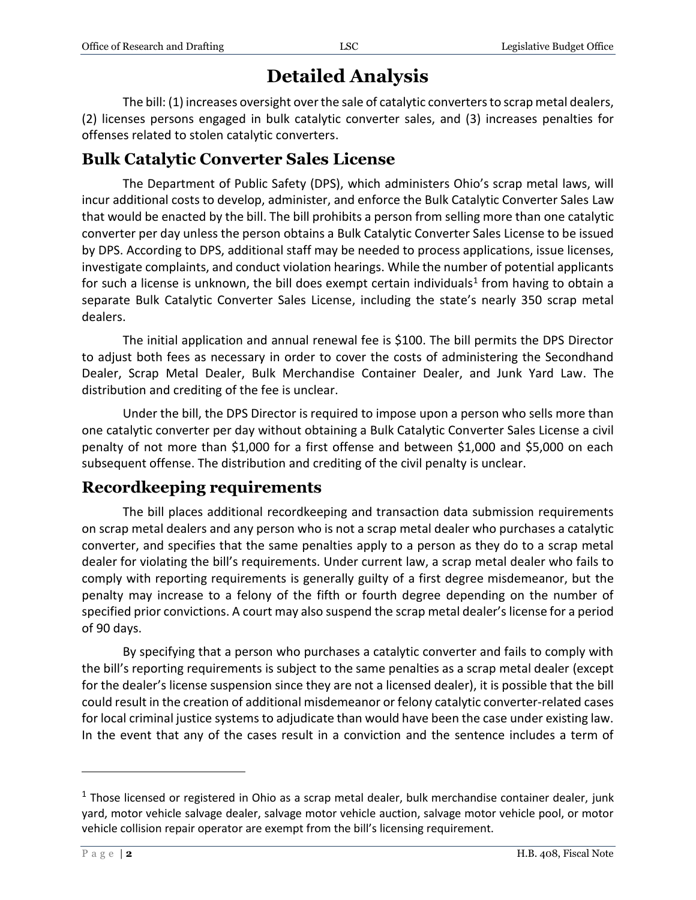# Detailed Analysis

The bill: (1) increases oversight over the sale of catalytic converters to scrap metal dealers, (2) licenses persons engaged in bulk catalytic converter sales, and (3) increases penalties for offenses related to stolen catalytic converters.

## Bulk Catalytic Converter Sales License

The Department of Public Safety (DPS), which administers Ohio's scrap metal laws, will incur additional costs to develop, administer, and enforce the Bulk Catalytic Converter Sales Law that would be enacted by the bill. The bill prohibits a person from selling more than one catalytic converter per day unless the person obtains a Bulk Catalytic Converter Sales License to be issued by DPS. According to DPS, additional staff may be needed to process applications, issue licenses, investigate complaints, and conduct violation hearings. While the number of potential applicants for such a license is unknown, the bill does exempt certain individuals[1] from having to obtain a separate Bulk Catalytic Converter Sales License, including the state's nearly 350 scrap metal dealers.

The initial application and annual renewal fee is $100. The bill permits the DPS Director to adjust both fees as necessary in order to cover the costs of administering the Secondhand Dealer, Scrap Metal Dealer, Bulk Merchandise Container Dealer, and Junk Yard Law. The distribution and crediting of the fee is unclear.

Under the bill, the DPS Director is required to impose upon a person who sells more than one catalytic converter per day without obtaining a Bulk Catalytic Converter Sales License a civil penalty of not more than $1,000 for a first offense and between $1,000 and $5,000 on each subsequent offense. The distribution and crediting of the civil penalty is unclear.

## Recordkeeping requirements

The bill places additional recordkeeping and transaction data submission requirements on scrap metal dealers and any person who is not a scrap metal dealer who purchases a catalytic converter, and specifies that the same penalties apply to a person as they do to a scrap metal dealer for violating the bill's requirements. Under current law, a scrap metal dealer who fails to comply with reporting requirements is generally guilty of a first degree misdemeanor, but the penalty may increase to a felony of the fifth or fourth degree depending on the number of specified prior convictions. A court may also suspend the scrap metal dealer's license for a period of 90 days.

By specifying that a person who purchases a catalytic converter and fails to comply with the bill's reporting requirements is subject to the same penalties as a scrap metal dealer (except for the dealer's license suspension since they are not a licensed dealer), it is possible that the bill could result in the creation of additional misdemeanor or felony catalytic converter-related cases for local criminal justice systems to adjudicate than would have been the case under existing law. In the event that any of the cases result in a conviction and the sentence includes a term of

[1] Those licensed or registered in Ohio as a scrap metal dealer, bulk merchandise container dealer, junk yard, motor vehicle salvage dealer, salvage motor vehicle auction, salvage motor vehicle pool, or motor vehicle collision repair operator are exempt from the bill's licensing requirement.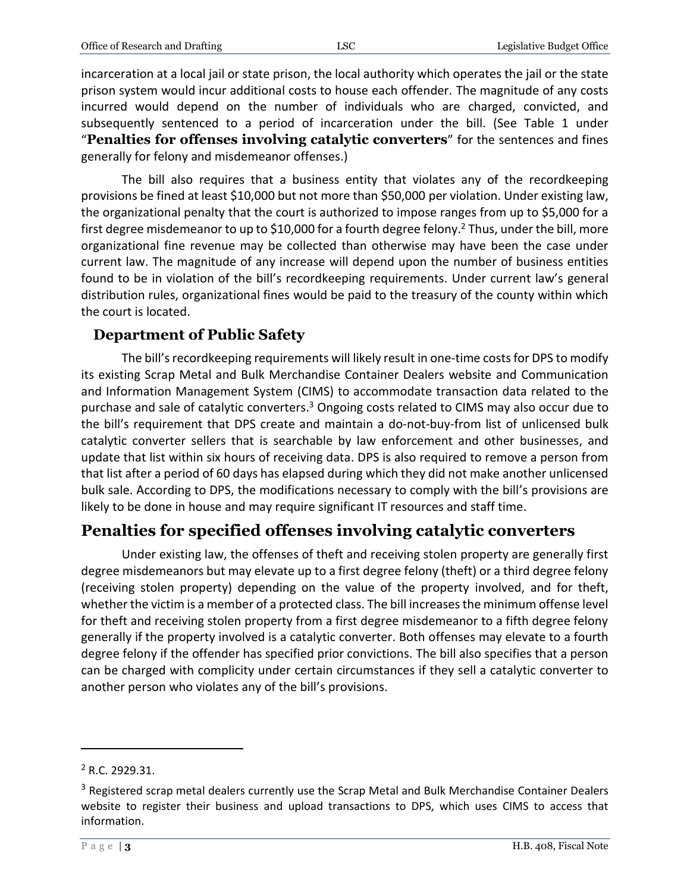incarceration at a local jail or state prison, the local authority which operates the jail or the state prison system would incur additional costs to house each offender. The magnitude of any costs incurred would depend on the number of individuals who are charged, convicted, and subsequently sentenced to a period of incarceration under the bill. (See Table 1 under "**Penalties for offenses involving catalytic converters**" for the sentences and fines generally for felony and misdemeanor offenses.)

The bill also requires that a business entity that violates any of the recordkeeping provisions be fined at least $10,000 but not more than $50,000 per violation. Under existing law, the organizational penalty that the court is authorized to impose ranges from up to $5,000 for a first degree misdemeanor to up to $10,000 for a fourth degree felony.[2] Thus, under the bill, more organizational fine revenue may be collected than otherwise may have been the case under current law. The magnitude of any increase will depend upon the number of business entities found to be in violation of the bill's recordkeeping requirements. Under current law's general distribution rules, organizational fines would be paid to the treasury of the county within which the court is located.

### Department of Public Safety

The bill's recordkeeping requirements will likely result in one-time costs for DPS to modify its existing Scrap Metal and Bulk Merchandise Container Dealers website and Communication and Information Management System (CIMS) to accommodate transaction data related to the purchase and sale of catalytic converters.[3] Ongoing costs related to CIMS may also occur due to the bill's requirement that DPS create and maintain a do-not-buy-from list of unlicensed bulk catalytic converter sellers that is searchable by law enforcement and other businesses, and update that list within six hours of receiving data. DPS is also required to remove a person from that list after a period of 60 days has elapsed during which they did not make another unlicensed bulk sale. According to DPS, the modifications necessary to comply with the bill's provisions are likely to be done in house and may require significant IT resources and staff time.

## Penalties for specified offenses involving catalytic converters

Under existing law, the offenses of theft and receiving stolen property are generally first degree misdemeanors but may elevate up to a first degree felony (theft) or a third degree felony (receiving stolen property) depending on the value of the property involved, and for theft, whether the victim is a member of a protected class. The bill increases the minimum offense level for theft and receiving stolen property from a first degree misdemeanor to a fifth degree felony generally if the property involved is a catalytic converter. Both offenses may elevate to a fourth degree felony if the offender has specified prior convictions. The bill also specifies that a person can be charged with complicity under certain circumstances if they sell a catalytic converter to another person who violates any of the bill's provisions.

---

[2] R.C. 2929.31.

[3] Registered scrap metal dealers currently use the Scrap Metal and Bulk Merchandise Container Dealers website to register their business and upload transactions to DPS, which uses CIMS to access that information.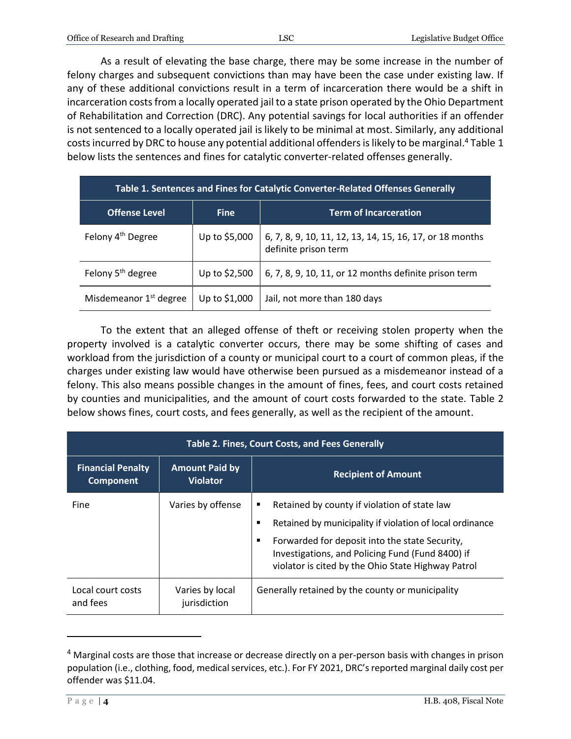As a result of elevating the base charge, there may be some increase in the number of felony charges and subsequent convictions than may have been the case under existing law. If any of these additional convictions result in a term of incarceration there would be a shift in incarceration costs from a locally operated jail to a state prison operated by the Ohio Department of Rehabilitation and Correction (DRC). Any potential savings for local authorities if an offender is not sentenced to a locally operated jail is likely to be minimal at most. Similarly, any additional costs incurred by DRC to house any potential additional offenders is likely to be marginal.[4] Table 1 below lists the sentences and fines for catalytic converter-related offenses generally.

| Table 1. Sentences and Fines for Catalytic Converter-Related Offenses Generally | | |
|---|---|---|
| **Offense Level** | **Fine** | **Term of Incarceration** |
| Felony 4th Degree | Up to \$5,000 | 6, 7, 8, 9, 10, 11, 12, 13, 14, 15, 16, 17, or 18 months definite prison term |
| Felony 5th degree | Up to \$2,500 | 6, 7, 8, 9, 10, 11, or 12 months definite prison term |
| Misdemeanor 1st degree | Up to \$1,000 | Jail, not more than 180 days |

To the extent that an alleged offense of theft or receiving stolen property when the property involved is a catalytic converter occurs, there may be some shifting of cases and workload from the jurisdiction of a county or municipal court to a court of common pleas, if the charges under existing law would have otherwise been pursued as a misdemeanor instead of a felony. This also means possible changes in the amount of fines, fees, and court costs retained by counties and municipalities, and the amount of court costs forwarded to the state. Table 2 below shows fines, court costs, and fees generally, as well as the recipient of the amount.

| Table 2. Fines, Court Costs, and Fees Generally | | |
|---|---|---|
| **Financial Penalty Component** | **Amount Paid by Violator** | **Recipient of Amount** |
| Fine | Varies by offense | ▪ Retained by county if violation of state law<br>▪ Retained by municipality if violation of local ordinance<br>▪ Forwarded for deposit into the state Security, Investigations, and Policing Fund (Fund 8400) if violator is cited by the Ohio State Highway Patrol |
| Local court costs and fees | Varies by local jurisdiction | Generally retained by the county or municipality |

[4] Marginal costs are those that increase or decrease directly on a per-person basis with changes in prison population (i.e., clothing, food, medical services, etc.). For FY 2021, DRC's reported marginal daily cost per offender was \$11.04.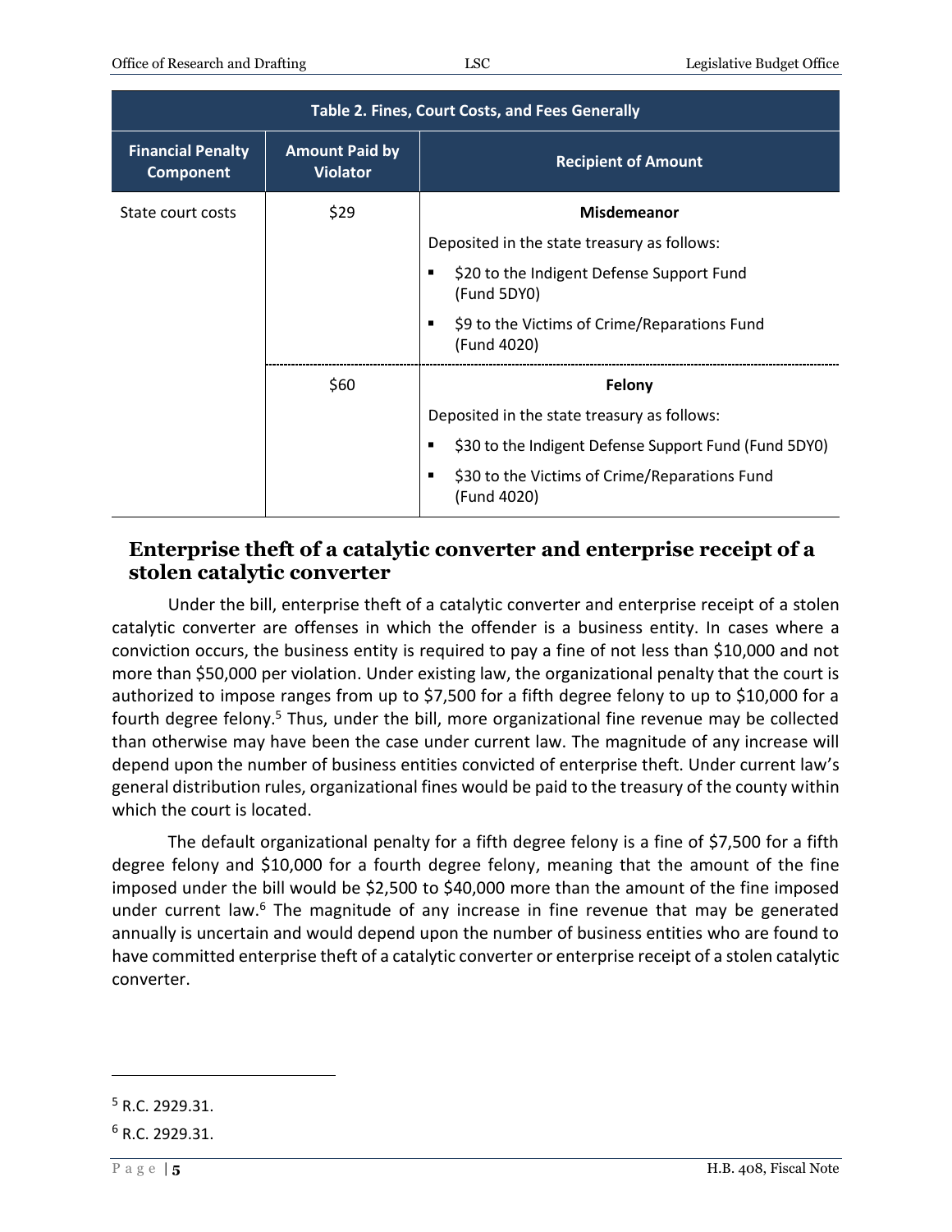| Table 2. Fines, Court Costs, and Fees Generally | | |
|---|---|---|
| **Financial Penalty Component** | **Amount Paid by Violator** | **Recipient of Amount** |
| State court costs | $29 | **Misdemeanor**<br>Deposited in the state treasury as follows:<br>▪ $20 to the Indigent Defense Support Fund (Fund 5DY0)<br>▪ $9 to the Victims of Crime/Reparations Fund (Fund 4020) |
| | $60 | **Felony**<br>Deposited in the state treasury as follows:<br>▪ $30 to the Indigent Defense Support Fund (Fund 5DY0)<br>▪ $30 to the Victims of Crime/Reparations Fund (Fund 4020) |

## Enterprise theft of a catalytic converter and enterprise receipt of a stolen catalytic converter

Under the bill, enterprise theft of a catalytic converter and enterprise receipt of a stolen catalytic converter are offenses in which the offender is a business entity. In cases where a conviction occurs, the business entity is required to pay a fine of not less than $10,000 and not more than $50,000 per violation. Under existing law, the organizational penalty that the court is authorized to impose ranges from up to $7,500 for a fifth degree felony to up to $10,000 for a fourth degree felony.[5] Thus, under the bill, more organizational fine revenue may be collected than otherwise may have been the case under current law. The magnitude of any increase will depend upon the number of business entities convicted of enterprise theft. Under current law's general distribution rules, organizational fines would be paid to the treasury of the county within which the court is located.

The default organizational penalty for a fifth degree felony is a fine of $7,500 for a fifth degree felony and $10,000 for a fourth degree felony, meaning that the amount of the fine imposed under the bill would be $2,500 to $40,000 more than the amount of the fine imposed under current law.[6] The magnitude of any increase in fine revenue that may be generated annually is uncertain and would depend upon the number of business entities who are found to have committed enterprise theft of a catalytic converter or enterprise receipt of a stolen catalytic converter.

---

[5] R.C. 2929.31.

[6] R.C. 2929.31.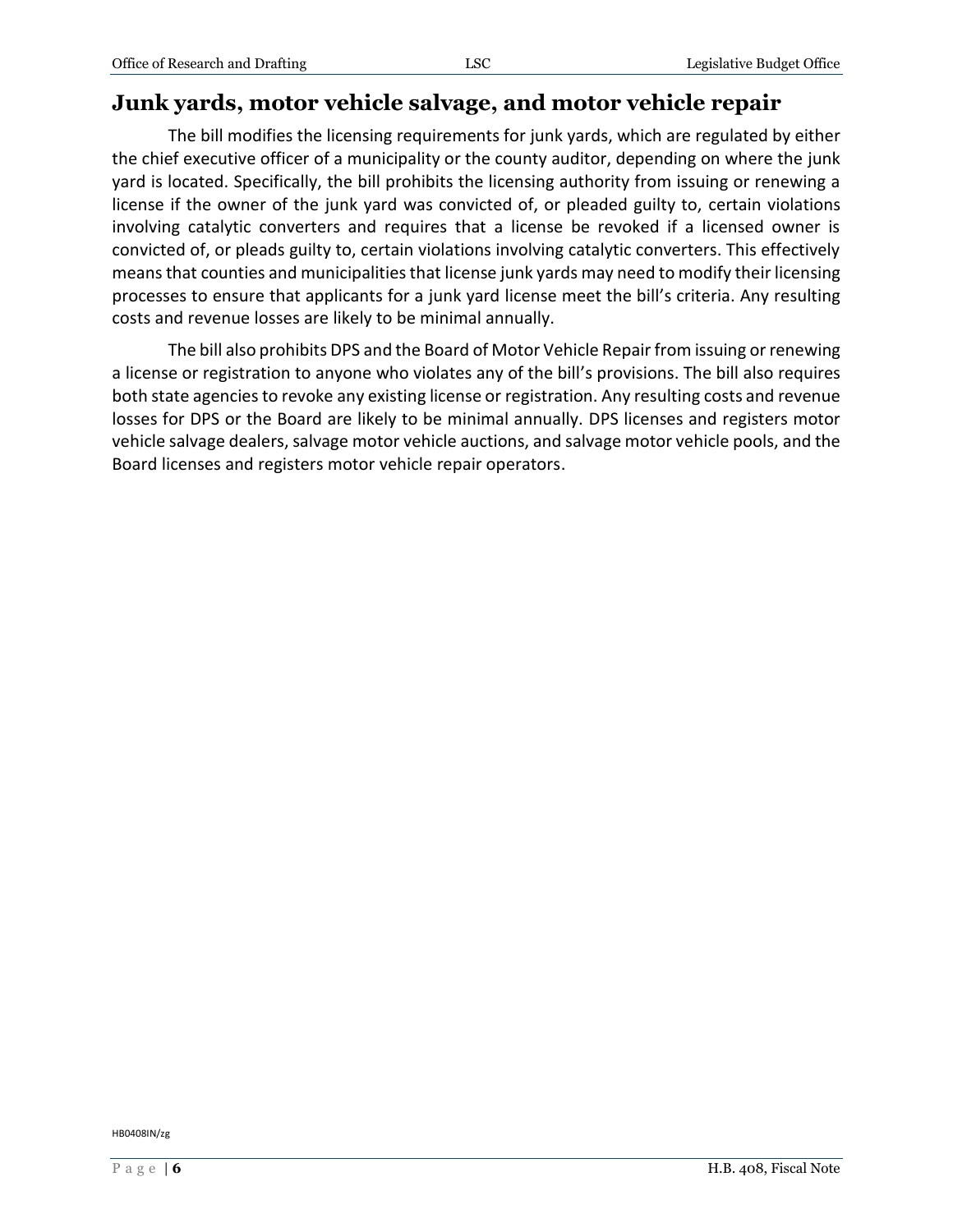## Junk yards, motor vehicle salvage, and motor vehicle repair

The bill modifies the licensing requirements for junk yards, which are regulated by either the chief executive officer of a municipality or the county auditor, depending on where the junk yard is located. Specifically, the bill prohibits the licensing authority from issuing or renewing a license if the owner of the junk yard was convicted of, or pleaded guilty to, certain violations involving catalytic converters and requires that a license be revoked if a licensed owner is convicted of, or pleads guilty to, certain violations involving catalytic converters. This effectively means that counties and municipalities that license junk yards may need to modify their licensing processes to ensure that applicants for a junk yard license meet the bill's criteria. Any resulting costs and revenue losses are likely to be minimal annually.

The bill also prohibits DPS and the Board of Motor Vehicle Repair from issuing or renewing a license or registration to anyone who violates any of the bill's provisions. The bill also requires both state agencies to revoke any existing license or registration. Any resulting costs and revenue losses for DPS or the Board are likely to be minimal annually. DPS licenses and registers motor vehicle salvage dealers, salvage motor vehicle auctions, and salvage motor vehicle pools, and the Board licenses and registers motor vehicle repair operators.

HB0408IN/zg